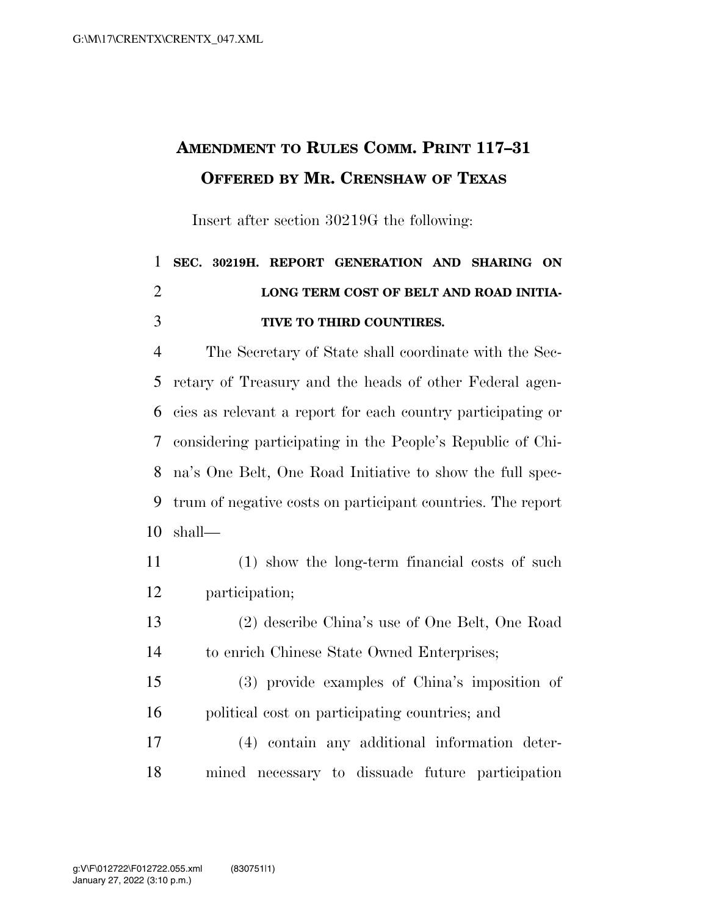# AMENDMENT TO RULES COMM. PRINT 117–31
# OFFERED BY MR. CRENSHAW OF TEXAS

Insert after section 30219G the following:

**SEC. 30219H. REPORT GENERATION AND SHARING ON LONG TERM COST OF BELT AND ROAD INITIATIVE TO THIRD COUNTIRES.**

The Secretary of State shall coordinate with the Secretary of Treasury and the heads of other Federal agencies as relevant a report for each country participating or considering participating in the People's Republic of China's One Belt, One Road Initiative to show the full spectrum of negative costs on participant countries. The report shall—

(1) show the long-term financial costs of such participation;

(2) describe China's use of One Belt, One Road to enrich Chinese State Owned Enterprises;

(3) provide examples of China's imposition of political cost on participating countries; and

(4) contain any additional information determined necessary to dissuade future participation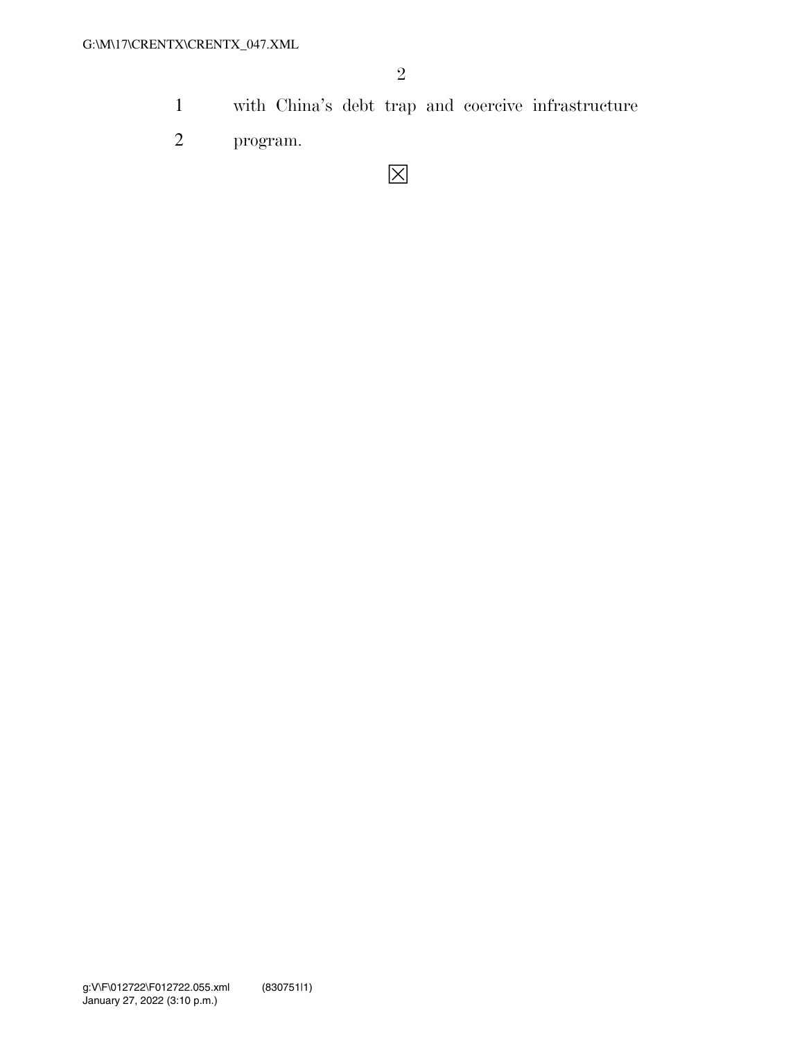with China's debt trap and coercive infrastructure program.